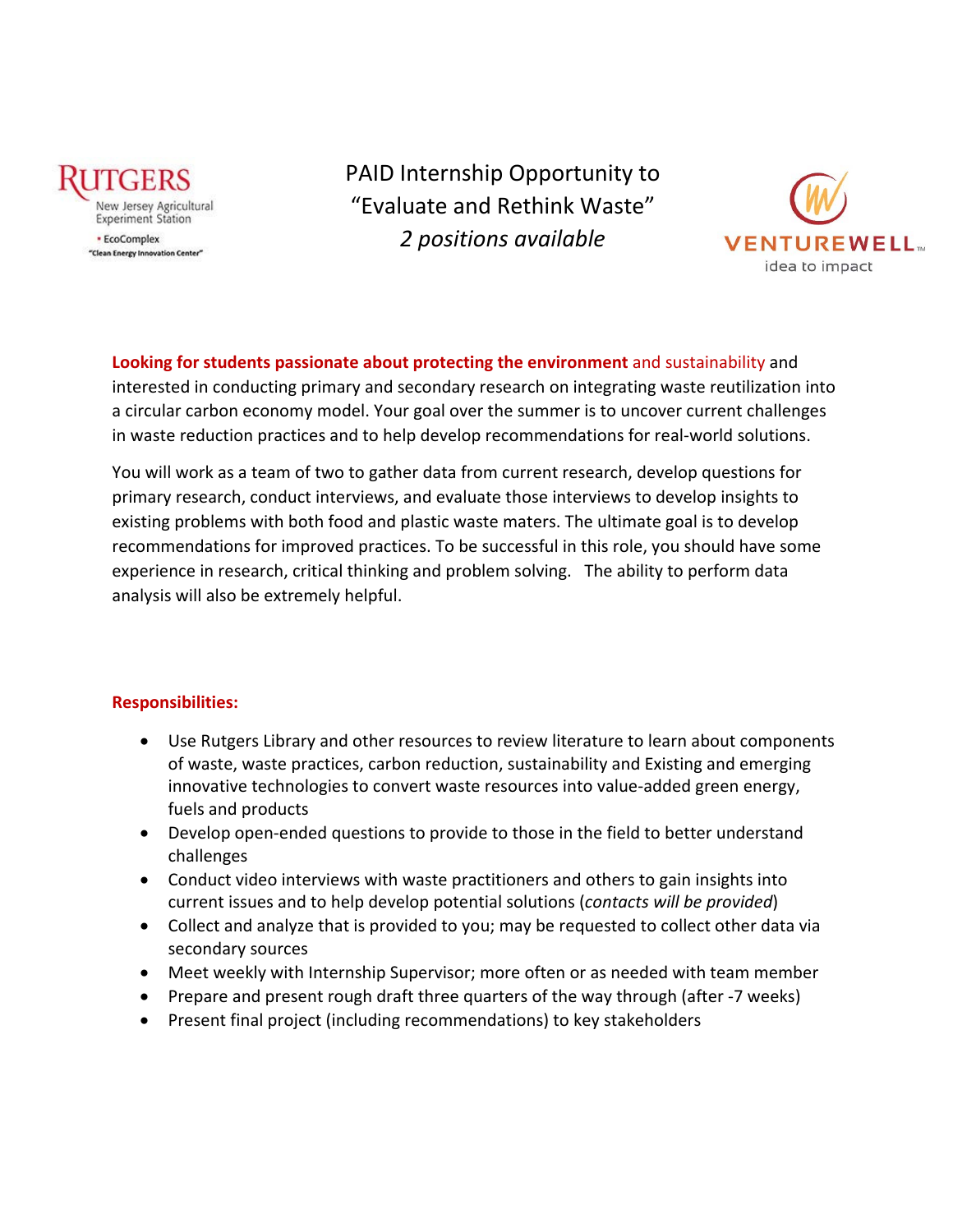Rutgers New Jersey Agricultural Experiment Station • EcoComplex "Clean Energy Innovation Center"

# PAID Internship Opportunity to "Evaluate and Rethink Waste"

*2 positions available*

VentureWell idea to impact

**Looking for students passionate about protecting the environment** and sustainability and interested in conducting primary and secondary research on integrating waste reutilization into a circular carbon economy model. Your goal over the summer is to uncover current challenges in waste reduction practices and to help develop recommendations for real-world solutions.

You will work as a team of two to gather data from current research, develop questions for primary research, conduct interviews, and evaluate those interviews to develop insights to existing problems with both food and plastic waste maters. The ultimate goal is to develop recommendations for improved practices. To be successful in this role, you should have some experience in research, critical thinking and problem solving. The ability to perform data analysis will also be extremely helpful.

**Responsibilities:**

- Use Rutgers Library and other resources to review literature to learn about components of waste, waste practices, carbon reduction, sustainability and Existing and emerging innovative technologies to convert waste resources into value-added green energy, fuels and products
- Develop open-ended questions to provide to those in the field to better understand challenges
- Conduct video interviews with waste practitioners and others to gain insights into current issues and to help develop potential solutions (*contacts will be provided*)
- Collect and analyze that is provided to you; may be requested to collect other data via secondary sources
- Meet weekly with Internship Supervisor; more often or as needed with team member
- Prepare and present rough draft three quarters of the way through (after -7 weeks)
- Present final project (including recommendations) to key stakeholders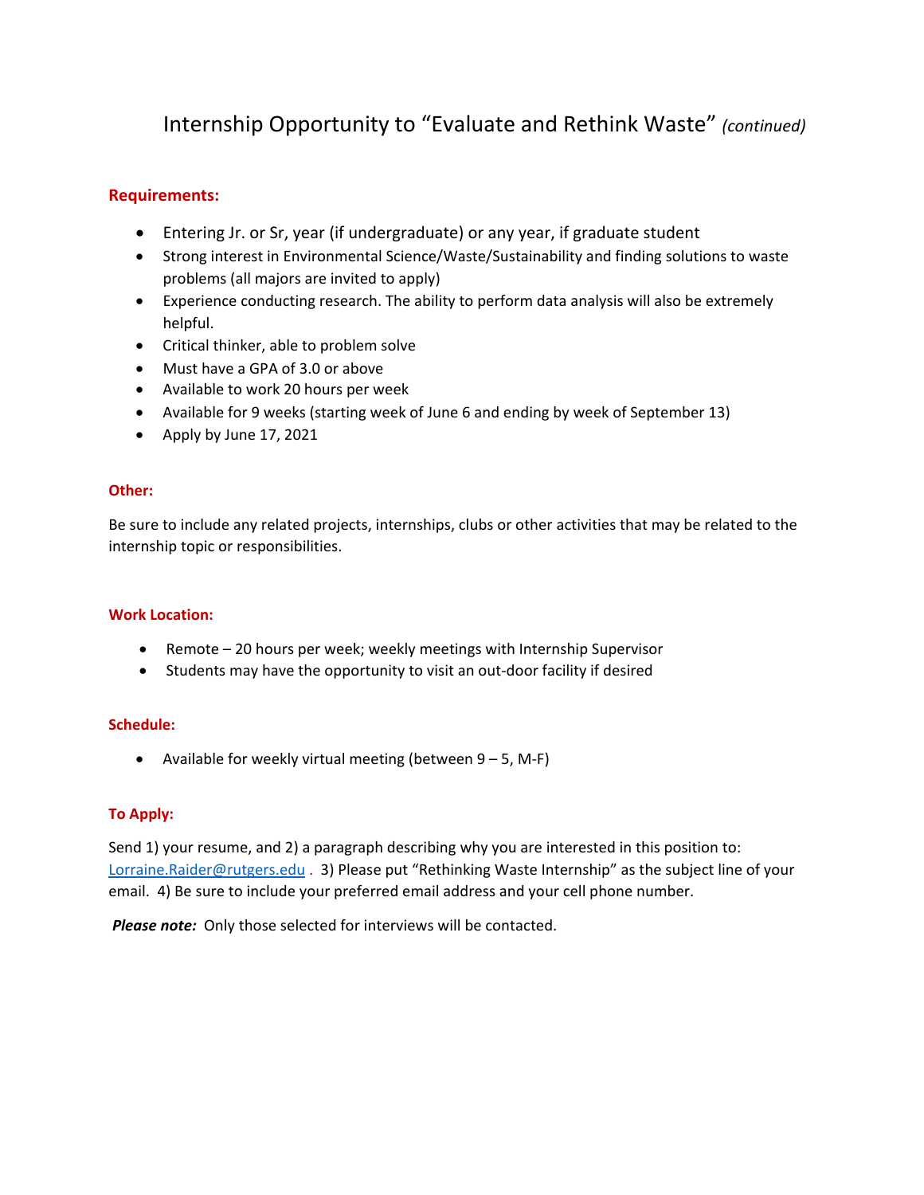# Internship Opportunity to "Evaluate and Rethink Waste" *(continued)*

**Requirements:**

- Entering Jr. or Sr, year (if undergraduate) or any year, if graduate student
- Strong interest in Environmental Science/Waste/Sustainability and finding solutions to waste problems (all majors are invited to apply)
- Experience conducting research. The ability to perform data analysis will also be extremely helpful.
- Critical thinker, able to problem solve
- Must have a GPA of 3.0 or above
- Available to work 20 hours per week
- Available for 9 weeks (starting week of June 6 and ending by week of September 13)
- Apply by June 17, 2021

**Other:**

Be sure to include any related projects, internships, clubs or other activities that may be related to the internship topic or responsibilities.

**Work Location:**

- Remote – 20 hours per week; weekly meetings with Internship Supervisor
- Students may have the opportunity to visit an out-door facility if desired

**Schedule:**

- Available for weekly virtual meeting (between 9 – 5, M-F)

**To Apply:**

Send 1) your resume, and 2) a paragraph describing why you are interested in this position to: Lorraine.Raider@rutgers.edu . 3) Please put "Rethinking Waste Internship" as the subject line of your email. 4) Be sure to include your preferred email address and your cell phone number.

***Please note:*** Only those selected for interviews will be contacted.